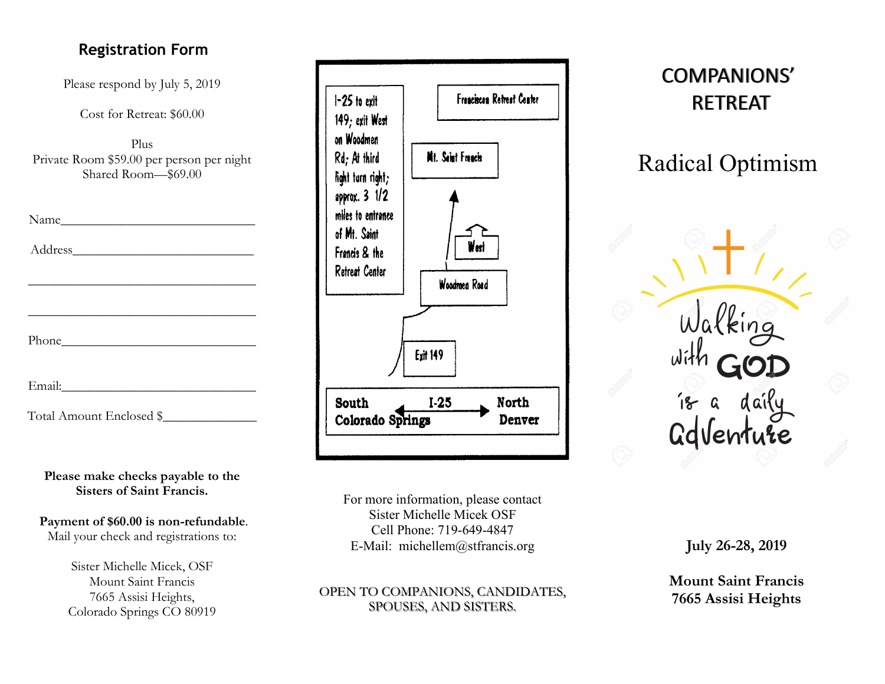## Registration Form

Please respond by July 5, 2019

Cost for Retreat: $60.00

Plus
Private Room $59.00 per person per night
Shared Room—$69.00

Name_______________________________

Address_____________________________

___________________________________

___________________________________

Phone______________________________

Email:______________________________

Total Amount Enclosed $______________

**Please make checks payable to the Sisters of Saint Francis.**

**Payment of $60.00 is non-refundable**.
Mail your check and registrations to:

Sister Michelle Micek, OSF
Mount Saint Francis
7665 Assisi Heights,
Colorado Springs CO 80919

I-25 to exit 149; exit West on Woodmen Rd; At third light turn right; approx. 3 1/2 miles to entrance of Mt. Saint Francis & the Retreat Center

Franciscan Retreat Center

Mt. Saint Francis

West

Woodmen Road

Exit 149

South Colorado Springs — I-25 — North Denver

For more information, please contact
Sister Michelle Micek OSF
Cell Phone: 719-649-4847
E-Mail: michellem@stfrancis.org

OPEN TO COMPANIONS, CANDIDATES, SPOUSES, AND SISTERS.

# COMPANIONS' RETREAT

## Radical Optimism

Walking with GOD is a daily Adventure

**July 26-28, 2019**

**Mount Saint Francis**
**7665 Assisi Heights**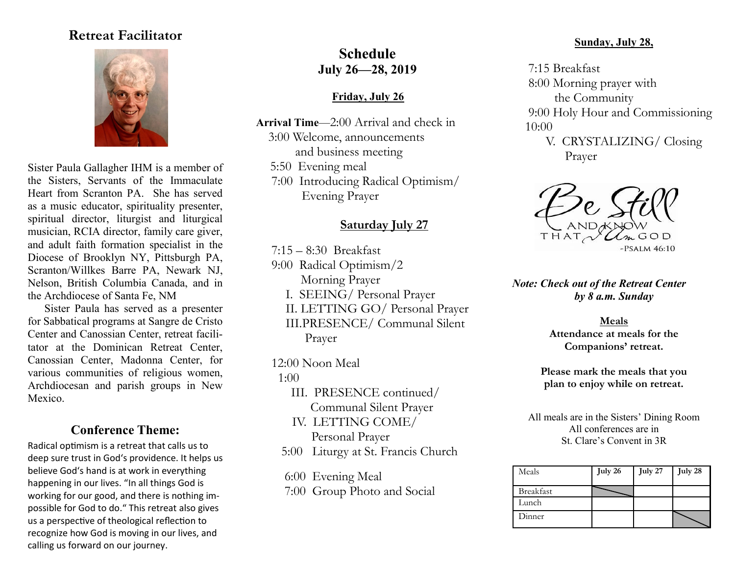## Retreat Facilitator

Sister Paula Gallagher IHM is a member of the Sisters, Servants of the Immaculate Heart from Scranton PA. She has served as a music educator, spirituality presenter, spiritual director, liturgist and liturgical musician, RCIA director, family care giver, and adult faith formation specialist in the Diocese of Brooklyn NY, Pittsburgh PA, Scranton/Willkes Barre PA, Newark NJ, Nelson, British Columbia Canada, and in the Archdiocese of Santa Fe, NM

Sister Paula has served as a presenter for Sabbatical programs at Sangre de Cristo Center and Canossian Center, retreat facilitator at the Dominican Retreat Center, Canossian Center, Madonna Center, for various communities of religious women, Archdiocesan and parish groups in New Mexico.

## Conference Theme:

Radical optimism is a retreat that calls us to deep sure trust in God's providence. It helps us believe God's hand is at work in everything happening in our lives. "In all things God is working for our good, and there is nothing impossible for God to do." This retreat also gives us a perspective of theological reflection to recognize how God is moving in our lives, and calling us forward on our journey.

## Schedule
### July 26—28, 2019

**Friday, July 26**

**Arrival Time**—2:00 Arrival and check in
3:00 Welcome, announcements and business meeting
5:50 Evening meal
7:00 Introducing Radical Optimism/ Evening Prayer

**Saturday July 27**

7:15 – 8:30 Breakfast
9:00 Radical Optimism/2 Morning Prayer
I. SEEING/ Personal Prayer
II. LETTING GO/ Personal Prayer
III.PRESENCE/ Communal Silent Prayer

12:00 Noon Meal
1:00
III. PRESENCE continued/ Communal Silent Prayer
IV. LETTING COME/ Personal Prayer
5:00 Liturgy at St. Francis Church

6:00 Evening Meal
7:00 Group Photo and Social

**Sunday, July 28,**

7:15 Breakfast
8:00 Morning prayer with the Community
9:00 Holy Hour and Commissioning
10:00
V. CRYSTALIZING/ Closing Prayer

Be Still AND KNOW THAT I Am GOD
-PSALM 46:10

***Note: Check out of the Retreat Center by 8 a.m. Sunday***

**Meals**
**Attendance at meals for the Companions' retreat.**

**Please mark the meals that you plan to enjoy while on retreat.**

All meals are in the Sisters' Dining Room
All conferences are in
St. Clare's Convent in 3R

| Meals | July 26 | July 27 | July 28 |
|---|---|---|---|
| Breakfast | | | |
| Lunch | | | |
| Dinner | | | |